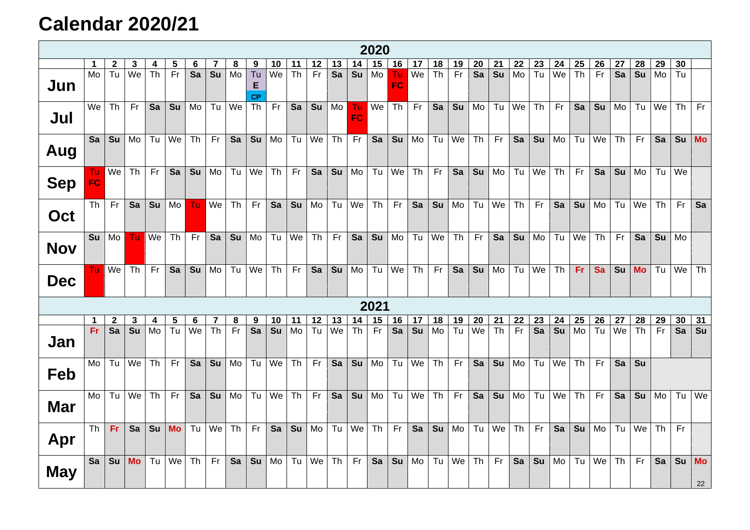# Calendar 2020/21

**2020**

| | 1 | 2 | 3 | 4 | 5 | 6 | 7 | 8 | 9 | 10 | 11 | 12 | 13 | 14 | 15 | 16 | 17 | 18 | 19 | 20 | 21 | 22 | 23 | 24 | 25 | 26 | 27 | 28 | 29 | 30 | |
|---|---|---|---|---|---|---|---|---|---|---|---|---|---|---|---|---|---|---|---|---|---|---|---|---|---|---|---|---|---|---|---|
| **Jun** | Mo | Tu | We | Th | Fr | Sa | Su | Mo | Tu E CP | We | Th | Fr | Sa | Su | Mo | Tu FC | We | Th | Fr | Sa | Su | Mo | Tu | We | Th | Fr | Sa | Su | Mo | Tu | |
| **Jul** | We | Th | Fr | Sa | Su | Mo | Tu | We | Th | Fr | Sa | Su | Mo | Tu FC | We | Th | Fr | Sa | Su | Mo | Tu | We | Th | Fr | Sa | Su | Mo | Tu | We | Th | Fr |
| **Aug** | Sa | Su | Mo | Tu | We | Th | Fr | Sa | Su | Mo | Tu | We | Th | Fr | Sa | Su | Mo | Tu | We | Th | Fr | Sa | Su | Mo | Tu | We | Th | Fr | Sa | Su | Mo |
| **Sep** | Tu FC | We | Th | Fr | Sa | Su | Mo | Tu | We | Th | Fr | Sa | Su | Mo | Tu | We | Th | Fr | Sa | Su | Mo | Tu | We | Th | Fr | Sa | Su | Mo | Tu | We | |
| **Oct** | Th | Fr | Sa | Su | Mo | Tu | We | Th | Fr | Sa | Su | Mo | Tu | We | Th | Fr | Sa | Su | Mo | Tu | We | Th | Fr | Sa | Su | Mo | Tu | We | Th | Fr | Sa |
| **Nov** | Su | Mo | Tu | We | Th | Fr | Sa | Su | Mo | Tu | We | Th | Fr | Sa | Su | Mo | Tu | We | Th | Fr | Sa | Su | Mo | Tu | We | Th | Fr | Sa | Su | Mo | |
| **Dec** | Tu | We | Th | Fr | Sa | Su | Mo | Tu | We | Th | Fr | Sa | Su | Mo | Tu | We | Th | Fr | Sa | Su | Mo | Tu | We | Th | Fr | Sa | Su | Mo | Tu | We | Th |

**2021**

| | 1 | 2 | 3 | 4 | 5 | 6 | 7 | 8 | 9 | 10 | 11 | 12 | 13 | 14 | 15 | 16 | 17 | 18 | 19 | 20 | 21 | 22 | 23 | 24 | 25 | 26 | 27 | 28 | 29 | 30 | 31 |
|---|---|---|---|---|---|---|---|---|---|---|---|---|---|---|---|---|---|---|---|---|---|---|---|---|---|---|---|---|---|---|---|
| **Jan** | Fr | Sa | Su | Mo | Tu | We | Th | Fr | Sa | Su | Mo | Tu | We | Th | Fr | Sa | Su | Mo | Tu | We | Th | Fr | Sa | Su | Mo | Tu | We | Th | Fr | Sa | Su |
| **Feb** | Mo | Tu | We | Th | Fr | Sa | Su | Mo | Tu | We | Th | Fr | Sa | Su | Mo | Tu | We | Th | Fr | Sa | Su | Mo | Tu | We | Th | Fr | Sa | Su | | | |
| **Mar** | Mo | Tu | We | Th | Fr | Sa | Su | Mo | Tu | We | Th | Fr | Sa | Su | Mo | Tu | We | Th | Fr | Sa | Su | Mo | Tu | We | Th | Fr | Sa | Su | Mo | Tu | We |
| **Apr** | Th | Fr | Sa | Su | Mo | Tu | We | Th | Fr | Sa | Su | Mo | Tu | We | Th | Fr | Sa | Su | Mo | Tu | We | Th | Fr | Sa | Su | Mo | Tu | We | Th | Fr | |
| **May** | Sa | Su | Mo | Tu | We | Th | Fr | Sa | Su | Mo | Tu | We | Th | Fr | Sa | Su | Mo | Tu | We | Th | Fr | Sa | Su | Mo | Tu | We | Th | Fr | Sa | Su | Mo |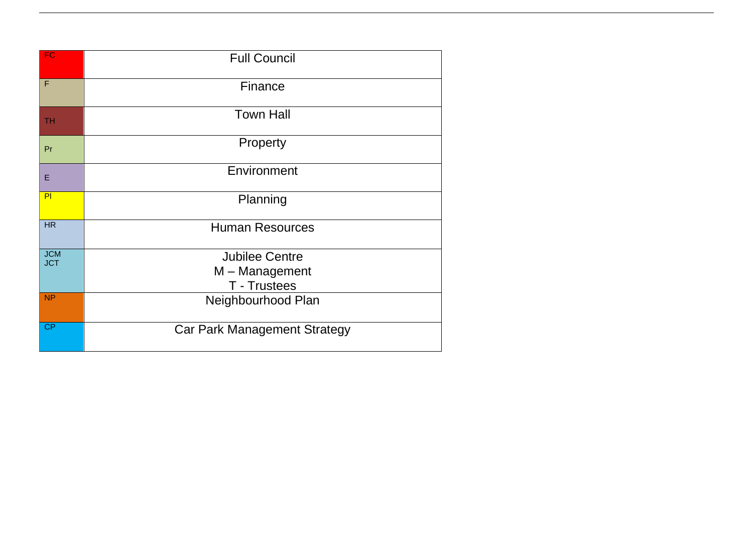| | |
|---|---|
| FC | Full Council |
| F | Finance |
| TH | Town Hall |
| Pr | Property |
| E | Environment |
| Pl | Planning |
| HR | Human Resources |
| JCM JCT | Jubilee Centre M – Management T - Trustees |
| NP | Neighbourhood Plan |
| CP | Car Park Management Strategy |